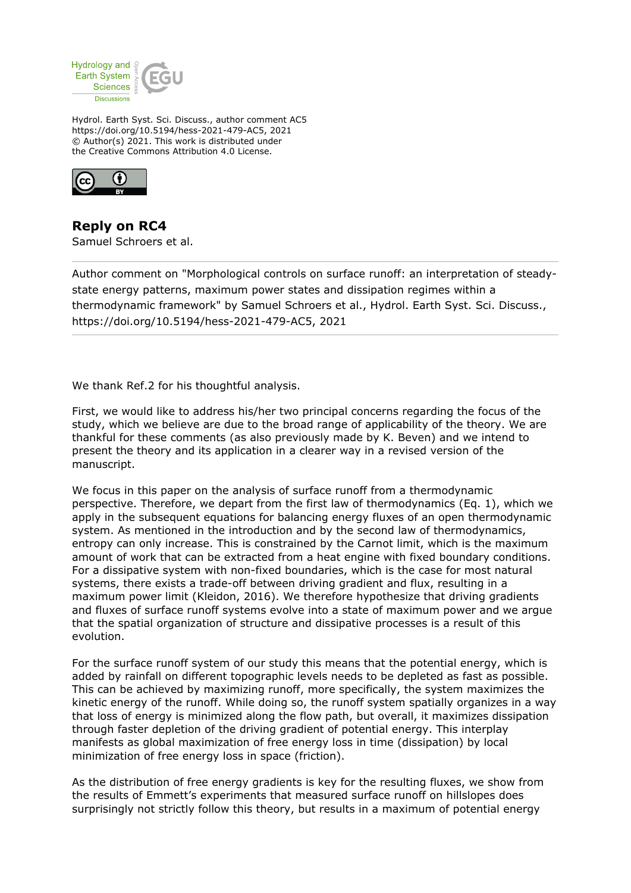Hydrol. Earth Syst. Sci. Discuss., author comment AC5
https://doi.org/10.5194/hess-2021-479-AC5, 2021
© Author(s) 2021. This work is distributed under
the Creative Commons Attribution 4.0 License.

## Reply on RC4

Samuel Schroers et al.

---

Author comment on "Morphological controls on surface runoff: an interpretation of steady-state energy patterns, maximum power states and dissipation regimes within a thermodynamic framework" by Samuel Schroers et al., Hydrol. Earth Syst. Sci. Discuss., https://doi.org/10.5194/hess-2021-479-AC5, 2021

---

We thank Ref.2 for his thoughtful analysis.

First, we would like to address his/her two principal concerns regarding the focus of the study, which we believe are due to the broad range of applicability of the theory. We are thankful for these comments (as also previously made by K. Beven) and we intend to present the theory and its application in a clearer way in a revised version of the manuscript.

We focus in this paper on the analysis of surface runoff from a thermodynamic perspective. Therefore, we depart from the first law of thermodynamics (Eq. 1), which we apply in the subsequent equations for balancing energy fluxes of an open thermodynamic system. As mentioned in the introduction and by the second law of thermodynamics, entropy can only increase. This is constrained by the Carnot limit, which is the maximum amount of work that can be extracted from a heat engine with fixed boundary conditions. For a dissipative system with non-fixed boundaries, which is the case for most natural systems, there exists a trade-off between driving gradient and flux, resulting in a maximum power limit (Kleidon, 2016). We therefore hypothesize that driving gradients and fluxes of surface runoff systems evolve into a state of maximum power and we argue that the spatial organization of structure and dissipative processes is a result of this evolution.

For the surface runoff system of our study this means that the potential energy, which is added by rainfall on different topographic levels needs to be depleted as fast as possible. This can be achieved by maximizing runoff, more specifically, the system maximizes the kinetic energy of the runoff. While doing so, the runoff system spatially organizes in a way that loss of energy is minimized along the flow path, but overall, it maximizes dissipation through faster depletion of the driving gradient of potential energy. This interplay manifests as global maximization of free energy loss in time (dissipation) by local minimization of free energy loss in space (friction).

As the distribution of free energy gradients is key for the resulting fluxes, we show from the results of Emmett's experiments that measured surface runoff on hillslopes does surprisingly not strictly follow this theory, but results in a maximum of potential energy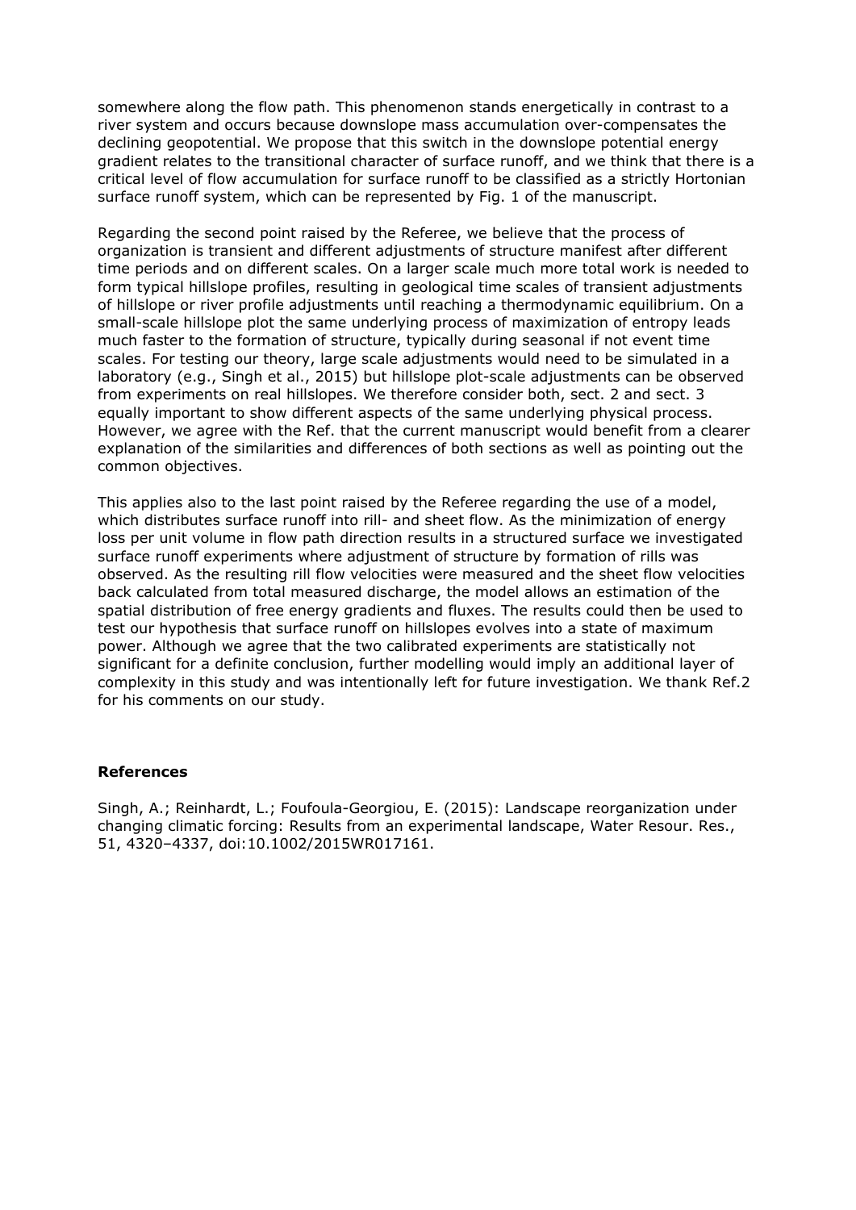somewhere along the flow path. This phenomenon stands energetically in contrast to a river system and occurs because downslope mass accumulation over-compensates the declining geopotential. We propose that this switch in the downslope potential energy gradient relates to the transitional character of surface runoff, and we think that there is a critical level of flow accumulation for surface runoff to be classified as a strictly Hortonian surface runoff system, which can be represented by Fig. 1 of the manuscript.

Regarding the second point raised by the Referee, we believe that the process of organization is transient and different adjustments of structure manifest after different time periods and on different scales. On a larger scale much more total work is needed to form typical hillslope profiles, resulting in geological time scales of transient adjustments of hillslope or river profile adjustments until reaching a thermodynamic equilibrium. On a small-scale hillslope plot the same underlying process of maximization of entropy leads much faster to the formation of structure, typically during seasonal if not event time scales. For testing our theory, large scale adjustments would need to be simulated in a laboratory (e.g., Singh et al., 2015) but hillslope plot-scale adjustments can be observed from experiments on real hillslopes. We therefore consider both, sect. 2 and sect. 3 equally important to show different aspects of the same underlying physical process. However, we agree with the Ref. that the current manuscript would benefit from a clearer explanation of the similarities and differences of both sections as well as pointing out the common objectives.

This applies also to the last point raised by the Referee regarding the use of a model, which distributes surface runoff into rill- and sheet flow. As the minimization of energy loss per unit volume in flow path direction results in a structured surface we investigated surface runoff experiments where adjustment of structure by formation of rills was observed. As the resulting rill flow velocities were measured and the sheet flow velocities back calculated from total measured discharge, the model allows an estimation of the spatial distribution of free energy gradients and fluxes. The results could then be used to test our hypothesis that surface runoff on hillslopes evolves into a state of maximum power. Although we agree that the two calibrated experiments are statistically not significant for a definite conclusion, further modelling would imply an additional layer of complexity in this study and was intentionally left for future investigation. We thank Ref.2 for his comments on our study.

**References**

Singh, A.; Reinhardt, L.; Foufoula-Georgiou, E. (2015): Landscape reorganization under changing climatic forcing: Results from an experimental landscape, Water Resour. Res., 51, 4320–4337, doi:10.1002/2015WR017161.